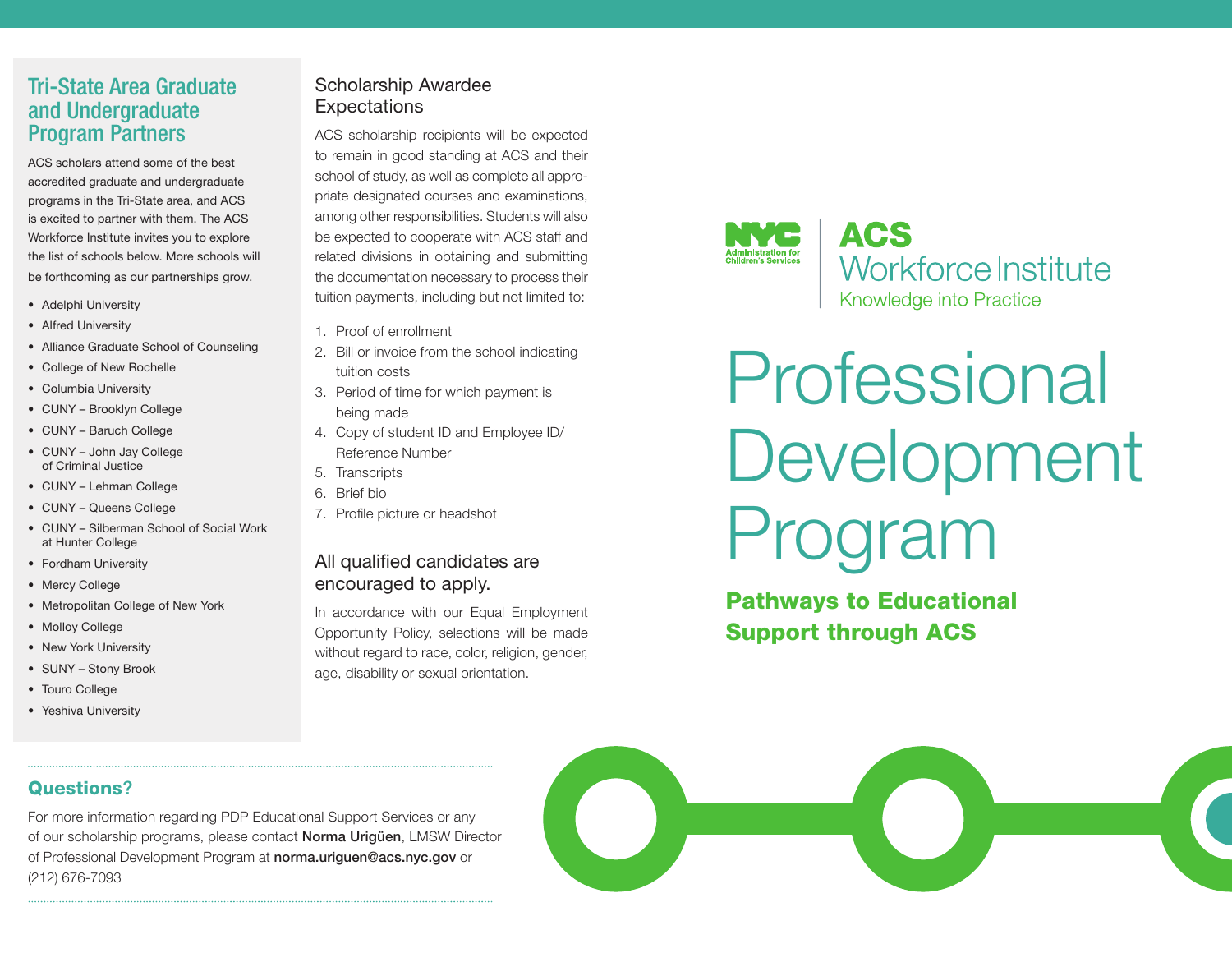## Tri-State Area Graduate and Undergraduate Program Partners

ACS scholars attend some of the best accredited graduate and undergraduate programs in the Tri-State area, and ACS is excited to partner with them. The ACS Workforce Institute invites you to explore the list of schools below. More schools will be forthcoming as our partnerships grow.

- Adelphi University
- Alfred University
- Alliance Graduate School of Counseling
- College of New Rochelle
- Columbia University
- CUNY – Brooklyn College
- CUNY – Baruch College
- CUNY – John Jay College of Criminal Justice
- CUNY – Lehman College
- CUNY – Queens College
- CUNY – Silberman School of Social Work at Hunter College
- Fordham University
- Mercy College
- Metropolitan College of New York
- Molloy College
- New York University
- SUNY – Stony Brook
- Touro College
- Yeshiva University

## Scholarship Awardee Expectations

ACS scholarship recipients will be expected to remain in good standing at ACS and their school of study, as well as complete all appropriate designated courses and examinations, among other responsibilities. Students will also be expected to cooperate with ACS staff and related divisions in obtaining and submitting the documentation necessary to process their tuition payments, including but not limited to:

1. Proof of enrollment
2. Bill or invoice from the school indicating tuition costs
3. Period of time for which payment is being made
4. Copy of student ID and Employee ID/ Reference Number
5. Transcripts
6. Brief bio
7. Profile picture or headshot

## All qualified candidates are encouraged to apply.

In accordance with our Equal Employment Opportunity Policy, selections will be made without regard to race, color, religion, gender, age, disability or sexual orientation.

NYC Administration for Children's Services

**ACS**
Workforce Institute
Knowledge into Practice

# Professional Development Program

**Pathways to Educational Support through ACS**

## Questions?

For more information regarding PDP Educational Support Services or any of our scholarship programs, please contact **Norma Urigüen**, LMSW Director of Professional Development Program at **norma.uriguen@acs.nyc.gov** or (212) 676-7093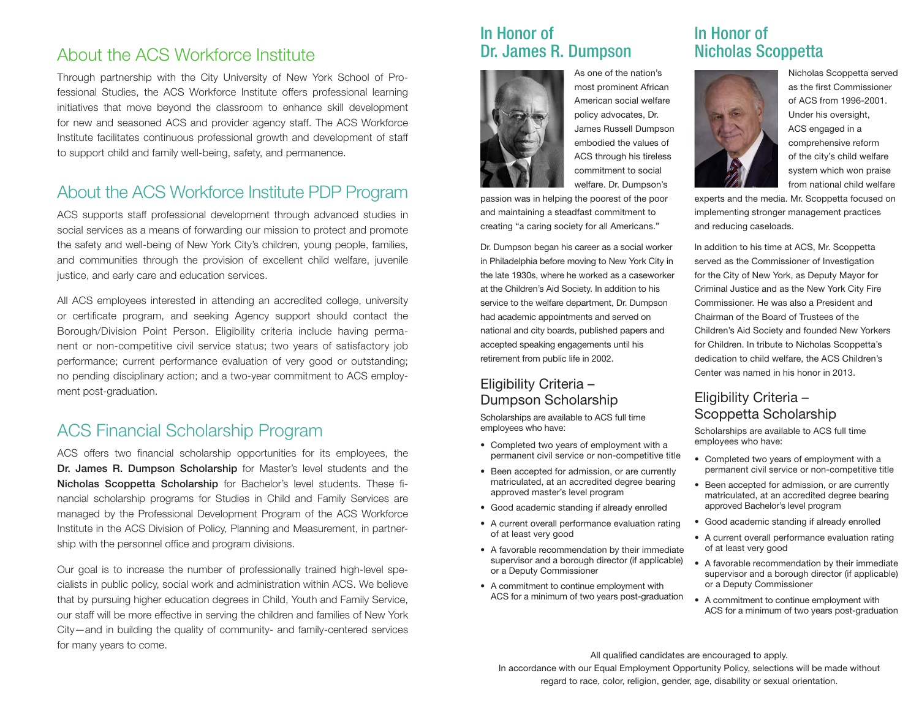## About the ACS Workforce Institute

Through partnership with the City University of New York School of Professional Studies, the ACS Workforce Institute offers professional learning initiatives that move beyond the classroom to enhance skill development for new and seasoned ACS and provider agency staff. The ACS Workforce Institute facilitates continuous professional growth and development of staff to support child and family well-being, safety, and permanence.

## About the ACS Workforce Institute PDP Program

ACS supports staff professional development through advanced studies in social services as a means of forwarding our mission to protect and promote the safety and well-being of New York City's children, young people, families, and communities through the provision of excellent child welfare, juvenile justice, and early care and education services.

All ACS employees interested in attending an accredited college, university or certificate program, and seeking Agency support should contact the Borough/Division Point Person. Eligibility criteria include having permanent or non-competitive civil service status; two years of satisfactory job performance; current performance evaluation of very good or outstanding; no pending disciplinary action; and a two-year commitment to ACS employment post-graduation.

## ACS Financial Scholarship Program

ACS offers two financial scholarship opportunities for its employees, the **Dr. James R. Dumpson Scholarship** for Master's level students and the **Nicholas Scoppetta Scholarship** for Bachelor's level students. These financial scholarship programs for Studies in Child and Family Services are managed by the Professional Development Program of the ACS Workforce Institute in the ACS Division of Policy, Planning and Measurement, in partnership with the personnel office and program divisions.

Our goal is to increase the number of professionally trained high-level specialists in public policy, social work and administration within ACS. We believe that by pursuing higher education degrees in Child, Youth and Family Service, our staff will be more effective in serving the children and families of New York City—and in building the quality of community- and family-centered services for many years to come.

## In Honor of Dr. James R. Dumpson

As one of the nation's most prominent African American social welfare policy advocates, Dr. James Russell Dumpson embodied the values of ACS through his tireless commitment to social welfare. Dr. Dumpson's passion was in helping the poorest of the poor and maintaining a steadfast commitment to creating "a caring society for all Americans."

Dr. Dumpson began his career as a social worker in Philadelphia before moving to New York City in the late 1930s, where he worked as a caseworker at the Children's Aid Society. In addition to his service to the welfare department, Dr. Dumpson had academic appointments and served on national and city boards, published papers and accepted speaking engagements until his retirement from public life in 2002.

### Eligibility Criteria – Dumpson Scholarship

Scholarships are available to ACS full time employees who have:

- Completed two years of employment with a permanent civil service or non-competitive title
- Been accepted for admission, or are currently matriculated, at an accredited degree bearing approved master's level program
- Good academic standing if already enrolled
- A current overall performance evaluation rating of at least very good
- A favorable recommendation by their immediate supervisor and a borough director (if applicable) or a Deputy Commissioner
- A commitment to continue employment with ACS for a minimum of two years post-graduation

## In Honor of Nicholas Scoppetta

Nicholas Scoppetta served as the first Commissioner of ACS from 1996-2001. Under his oversight, ACS engaged in a comprehensive reform of the city's child welfare system which won praise from national child welfare experts and the media. Mr. Scoppetta focused on implementing stronger management practices and reducing caseloads.

In addition to his time at ACS, Mr. Scoppetta served as the Commissioner of Investigation for the City of New York, as Deputy Mayor for Criminal Justice and as the New York City Fire Commissioner. He was also a President and Chairman of the Board of Trustees of the Children's Aid Society and founded New Yorkers for Children. In tribute to Nicholas Scoppetta's dedication to child welfare, the ACS Children's Center was named in his honor in 2013.

### Eligibility Criteria – Scoppetta Scholarship

Scholarships are available to ACS full time employees who have:

- Completed two years of employment with a permanent civil service or non-competitive title
- Been accepted for admission, or are currently matriculated, at an accredited degree bearing approved Bachelor's level program
- Good academic standing if already enrolled
- A current overall performance evaluation rating of at least very good
- A favorable recommendation by their immediate supervisor and a borough director (if applicable) or a Deputy Commissioner
- A commitment to continue employment with ACS for a minimum of two years post-graduation

All qualified candidates are encouraged to apply.
In accordance with our Equal Employment Opportunity Policy, selections will be made without regard to race, color, religion, gender, age, disability or sexual orientation.